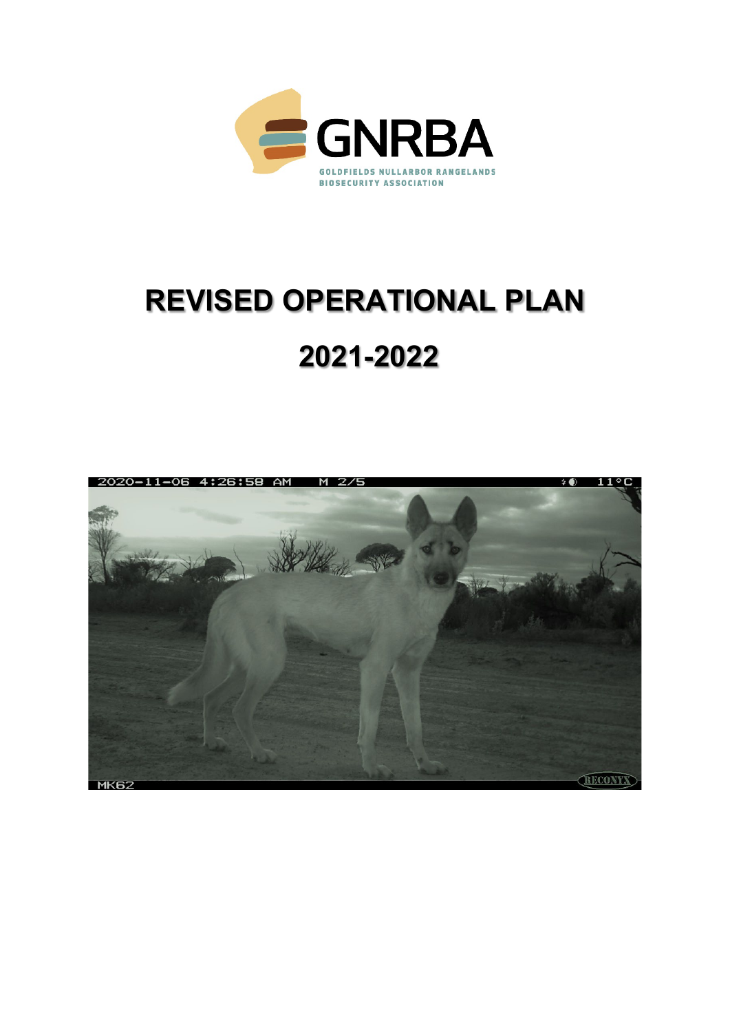GNRBA

GOLDFIELDS NULLARBOR RANGELANDS BIOSECURITY ASSOCIATION

# REVISED OPERATIONAL PLAN

# 2021-2022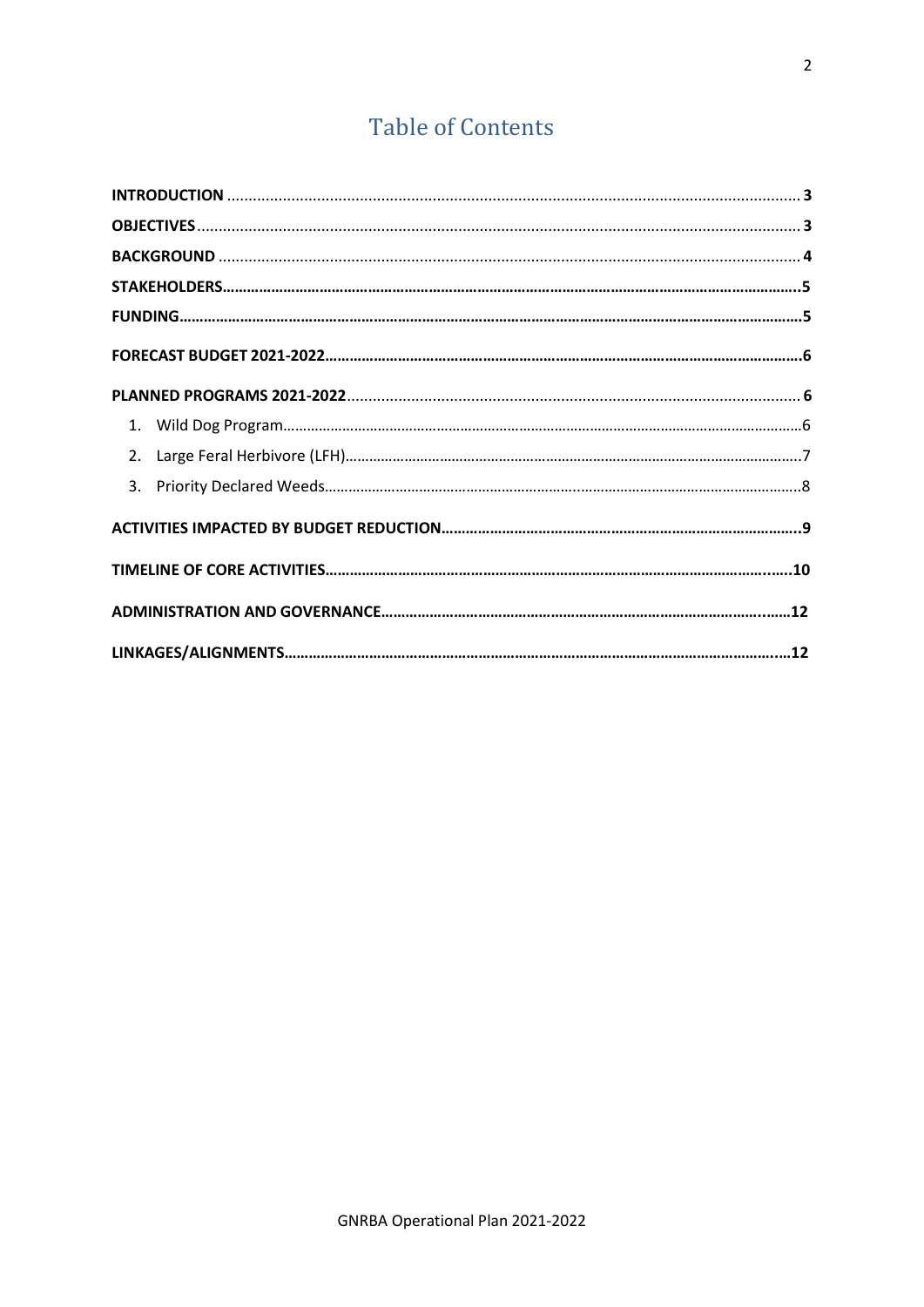# Table of Contents

**INTRODUCTION** .... **3**

**OBJECTIVES** .... **3**

**BACKGROUND** .... **4**

**STAKEHOLDERS** .... **5**

**FUNDING** .... **5**

**FORECAST BUDGET 2021-2022** .... **6**

**PLANNED PROGRAMS 2021-2022** .... **6**

1. Wild Dog Program .... 6
2. Large Feral Herbivore (LFH) .... 7
3. Priority Declared Weeds .... 8

**ACTIVITIES IMPACTED BY BUDGET REDUCTION** .... **9**

**TIMELINE OF CORE ACTIVITIES** .... **10**

**ADMINISTRATION AND GOVERNANCE** .... **12**

**LINKAGES/ALIGNMENTS** .... **12**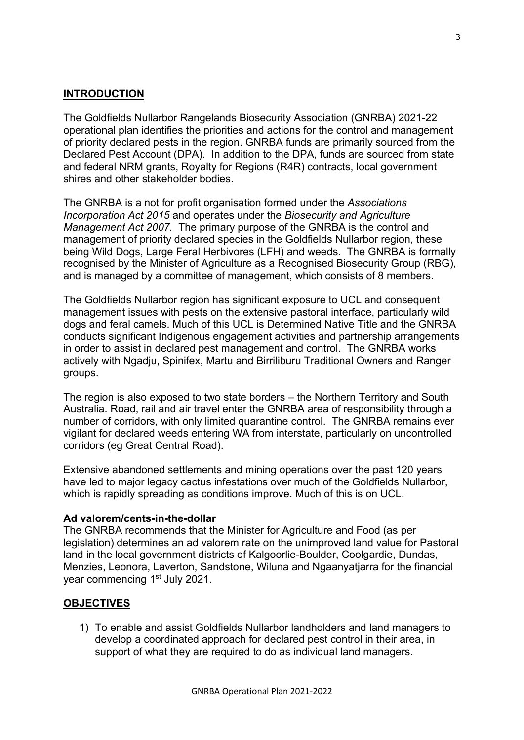## INTRODUCTION

The Goldfields Nullarbor Rangelands Biosecurity Association (GNRBA) 2021-22 operational plan identifies the priorities and actions for the control and management of priority declared pests in the region. GNRBA funds are primarily sourced from the Declared Pest Account (DPA). In addition to the DPA, funds are sourced from state and federal NRM grants, Royalty for Regions (R4R) contracts, local government shires and other stakeholder bodies.

The GNRBA is a not for profit organisation formed under the *Associations Incorporation Act 2015* and operates under the *Biosecurity and Agriculture Management Act 2007.* The primary purpose of the GNRBA is the control and management of priority declared species in the Goldfields Nullarbor region, these being Wild Dogs, Large Feral Herbivores (LFH) and weeds. The GNRBA is formally recognised by the Minister of Agriculture as a Recognised Biosecurity Group (RBG), and is managed by a committee of management, which consists of 8 members.

The Goldfields Nullarbor region has significant exposure to UCL and consequent management issues with pests on the extensive pastoral interface, particularly wild dogs and feral camels. Much of this UCL is Determined Native Title and the GNRBA conducts significant Indigenous engagement activities and partnership arrangements in order to assist in declared pest management and control. The GNRBA works actively with Ngadju, Spinifex, Martu and Birriliburu Traditional Owners and Ranger groups.

The region is also exposed to two state borders – the Northern Territory and South Australia. Road, rail and air travel enter the GNRBA area of responsibility through a number of corridors, with only limited quarantine control. The GNRBA remains ever vigilant for declared weeds entering WA from interstate, particularly on uncontrolled corridors (eg Great Central Road).

Extensive abandoned settlements and mining operations over the past 120 years have led to major legacy cactus infestations over much of the Goldfields Nullarbor, which is rapidly spreading as conditions improve. Much of this is on UCL.

**Ad valorem/cents-in-the-dollar**

The GNRBA recommends that the Minister for Agriculture and Food (as per legislation) determines an ad valorem rate on the unimproved land value for Pastoral land in the local government districts of Kalgoorlie-Boulder, Coolgardie, Dundas, Menzies, Leonora, Laverton, Sandstone, Wiluna and Ngaanyatjarra for the financial year commencing 1st July 2021.

## OBJECTIVES

1) To enable and assist Goldfields Nullarbor landholders and land managers to develop a coordinated approach for declared pest control in their area, in support of what they are required to do as individual land managers.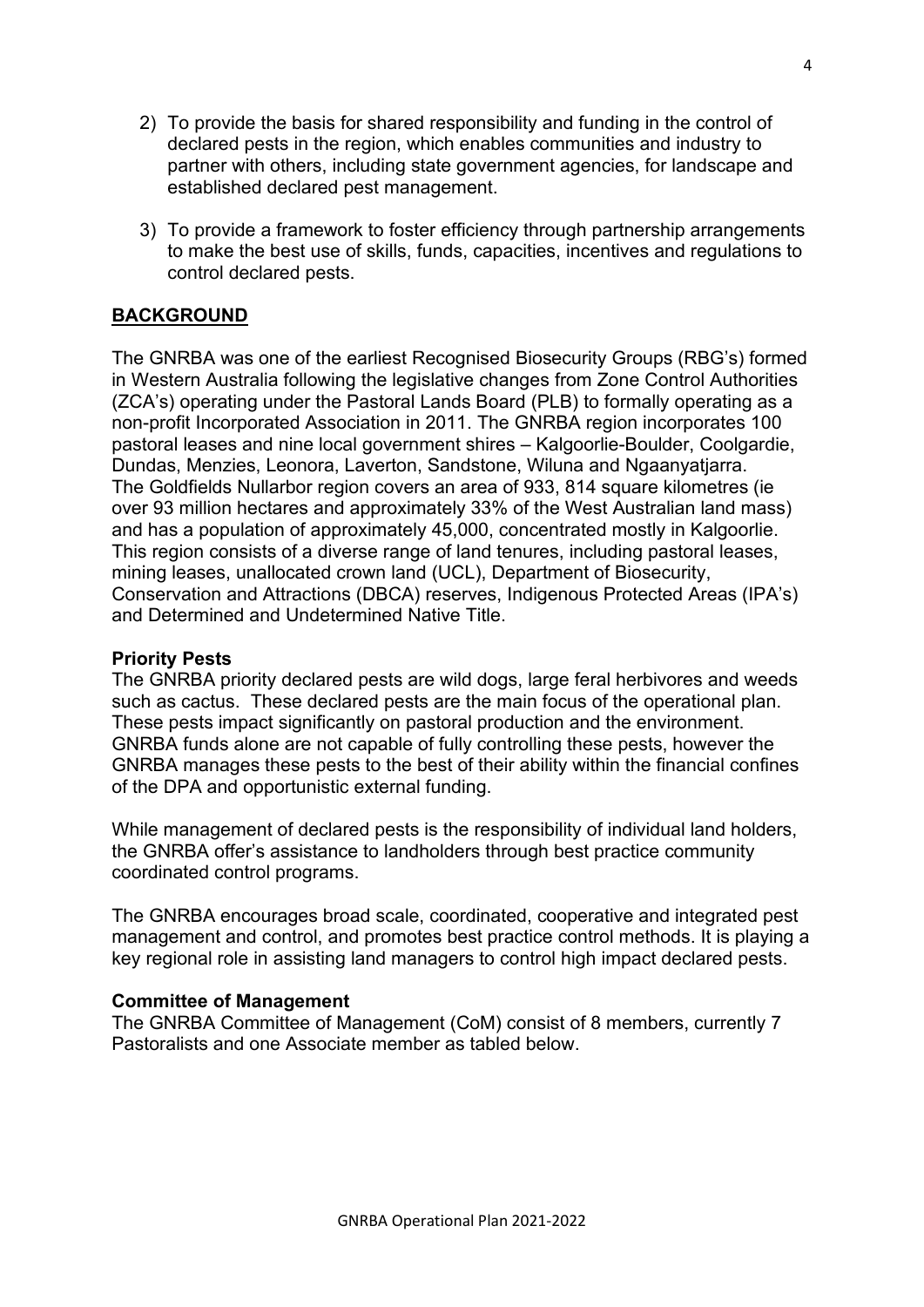2) To provide the basis for shared responsibility and funding in the control of declared pests in the region, which enables communities and industry to partner with others, including state government agencies, for landscape and established declared pest management.

3) To provide a framework to foster efficiency through partnership arrangements to make the best use of skills, funds, capacities, incentives and regulations to control declared pests.

## BACKGROUND

The GNRBA was one of the earliest Recognised Biosecurity Groups (RBG's) formed in Western Australia following the legislative changes from Zone Control Authorities (ZCA's) operating under the Pastoral Lands Board (PLB) to formally operating as a non-profit Incorporated Association in 2011. The GNRBA region incorporates 100 pastoral leases and nine local government shires – Kalgoorlie-Boulder, Coolgardie, Dundas, Menzies, Leonora, Laverton, Sandstone, Wiluna and Ngaanyatjarra. The Goldfields Nullarbor region covers an area of 933, 814 square kilometres (ie over 93 million hectares and approximately 33% of the West Australian land mass) and has a population of approximately 45,000, concentrated mostly in Kalgoorlie. This region consists of a diverse range of land tenures, including pastoral leases, mining leases, unallocated crown land (UCL), Department of Biosecurity, Conservation and Attractions (DBCA) reserves, Indigenous Protected Areas (IPA's) and Determined and Undetermined Native Title.

### Priority Pests

The GNRBA priority declared pests are wild dogs, large feral herbivores and weeds such as cactus. These declared pests are the main focus of the operational plan. These pests impact significantly on pastoral production and the environment. GNRBA funds alone are not capable of fully controlling these pests, however the GNRBA manages these pests to the best of their ability within the financial confines of the DPA and opportunistic external funding.

While management of declared pests is the responsibility of individual land holders, the GNRBA offer's assistance to landholders through best practice community coordinated control programs.

The GNRBA encourages broad scale, coordinated, cooperative and integrated pest management and control, and promotes best practice control methods. It is playing a key regional role in assisting land managers to control high impact declared pests.

### Committee of Management

The GNRBA Committee of Management (CoM) consist of 8 members, currently 7 Pastoralists and one Associate member as tabled below.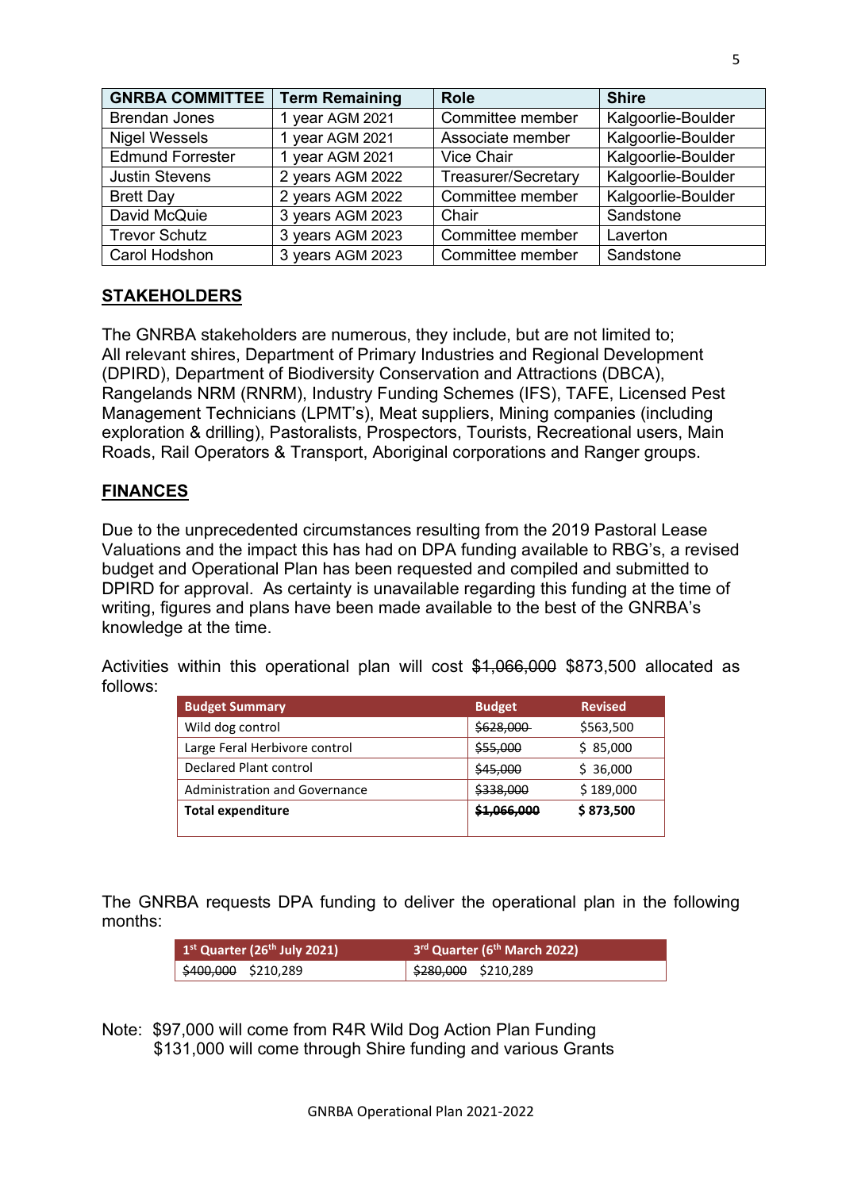| GNRBA COMMITTEE | Term Remaining | Role | Shire |
|---|---|---|---|
| Brendan Jones | 1 year AGM 2021 | Committee member | Kalgoorlie-Boulder |
| Nigel Wessels | 1 year AGM 2021 | Associate member | Kalgoorlie-Boulder |
| Edmund Forrester | 1 year AGM 2021 | Vice Chair | Kalgoorlie-Boulder |
| Justin Stevens | 2 years AGM 2022 | Treasurer/Secretary | Kalgoorlie-Boulder |
| Brett Day | 2 years AGM 2022 | Committee member | Kalgoorlie-Boulder |
| David McQuie | 3 years AGM 2023 | Chair | Sandstone |
| Trevor Schutz | 3 years AGM 2023 | Committee member | Laverton |
| Carol Hodshon | 3 years AGM 2023 | Committee member | Sandstone |

## STAKEHOLDERS

The GNRBA stakeholders are numerous, they include, but are not limited to; All relevant shires, Department of Primary Industries and Regional Development (DPIRD), Department of Biodiversity Conservation and Attractions (DBCA), Rangelands NRM (RNRM), Industry Funding Schemes (IFS), TAFE, Licensed Pest Management Technicians (LPMT's), Meat suppliers, Mining companies (including exploration & drilling), Pastoralists, Prospectors, Tourists, Recreational users, Main Roads, Rail Operators & Transport, Aboriginal corporations and Ranger groups.

## FINANCES

Due to the unprecedented circumstances resulting from the 2019 Pastoral Lease Valuations and the impact this has had on DPA funding available to RBG's, a revised budget and Operational Plan has been requested and compiled and submitted to DPIRD for approval. As certainty is unavailable regarding this funding at the time of writing, figures and plans have been made available to the best of the GNRBA's knowledge at the time.

Activities within this operational plan will cost ~~$1,066,000~~ $873,500 allocated as follows:

| Budget Summary | Budget | Revised |
|---|---|---|
| Wild dog control | ~~$628,000~~ | $563,500 |
| Large Feral Herbivore control | ~~$55,000~~ | $ 85,000 |
| Declared Plant control | ~~$45,000~~ | $ 36,000 |
| Administration and Governance | ~~$338,000~~ | $ 189,000 |
| **Total expenditure** | **~~$1,066,000~~** | **$ 873,500** |

The GNRBA requests DPA funding to deliver the operational plan in the following months:

| 1st Quarter (26th July 2021) | 3rd Quarter (6th March 2022) |
|---|---|
| ~~$400,000~~ $210,289 | ~~$280,000~~ $210,289 |

Note: $97,000 will come from R4R Wild Dog Action Plan Funding
$131,000 will come through Shire funding and various Grants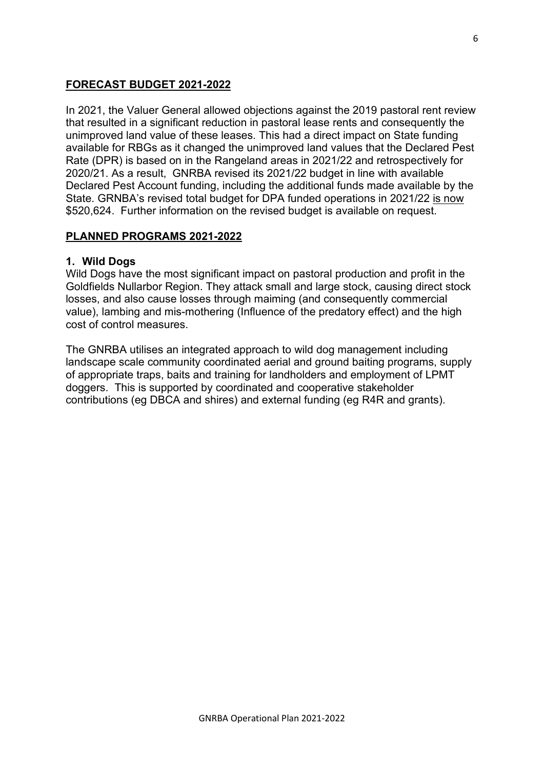## FORECAST BUDGET 2021-2022

In 2021, the Valuer General allowed objections against the 2019 pastoral rent review that resulted in a significant reduction in pastoral lease rents and consequently the unimproved land value of these leases. This had a direct impact on State funding available for RBGs as it changed the unimproved land values that the Declared Pest Rate (DPR) is based on in the Rangeland areas in 2021/22 and retrospectively for 2020/21. As a result, GNRBA revised its 2021/22 budget in line with available Declared Pest Account funding, including the additional funds made available by the State. GRNBA's revised total budget for DPA funded operations in 2021/22 is now $520,624. Further information on the revised budget is available on request.

## PLANNED PROGRAMS 2021-2022

### 1. Wild Dogs

Wild Dogs have the most significant impact on pastoral production and profit in the Goldfields Nullarbor Region. They attack small and large stock, causing direct stock losses, and also cause losses through maiming (and consequently commercial value), lambing and mis-mothering (Influence of the predatory effect) and the high cost of control measures.

The GNRBA utilises an integrated approach to wild dog management including landscape scale community coordinated aerial and ground baiting programs, supply of appropriate traps, baits and training for landholders and employment of LPMT doggers. This is supported by coordinated and cooperative stakeholder contributions (eg DBCA and shires) and external funding (eg R4R and grants).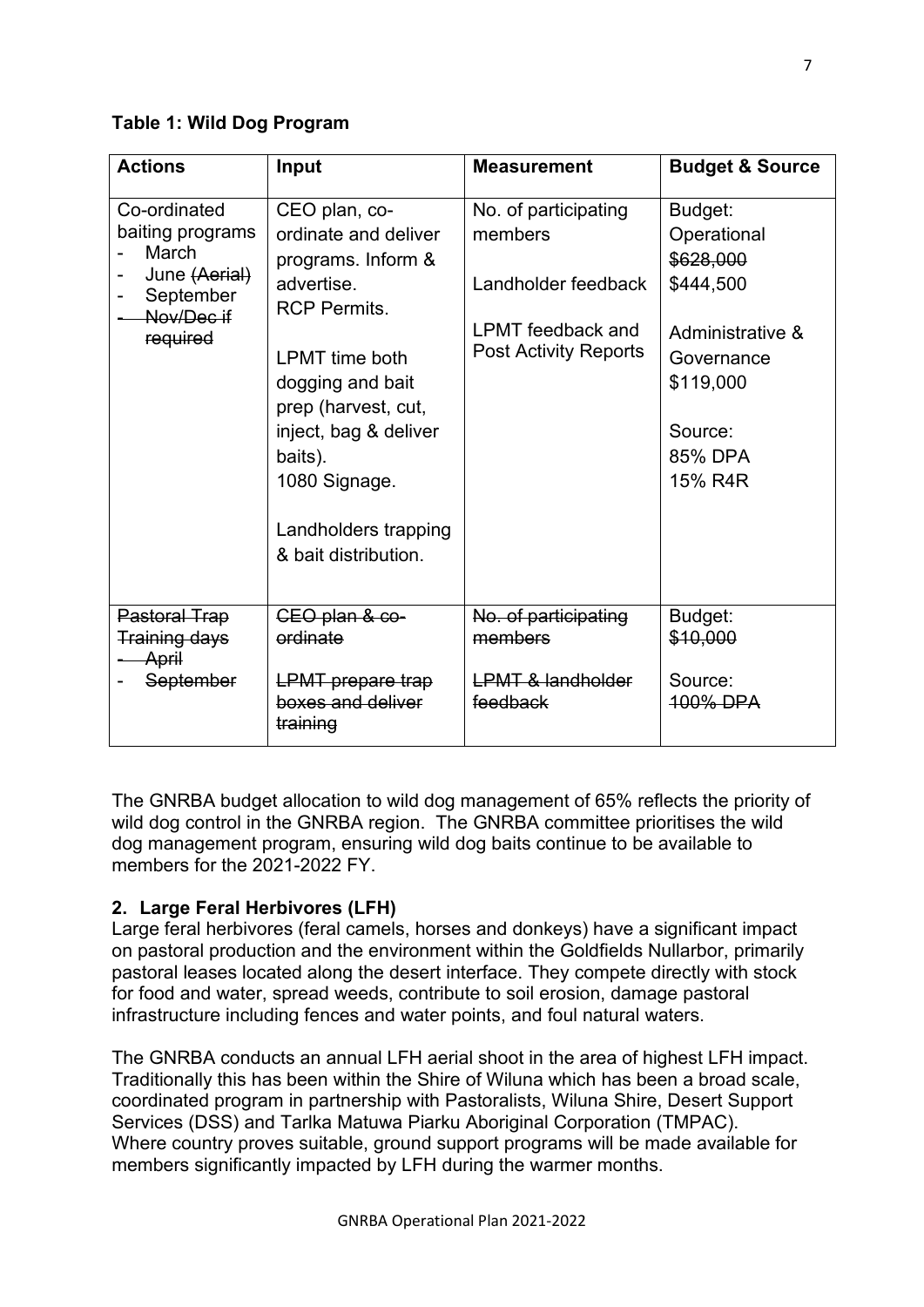**Table 1: Wild Dog Program**

| Actions | Input | Measurement | Budget & Source |
|---|---|---|---|
| Co-ordinated baiting programs<br>- March<br>- June ~~(Aerial)~~<br>- September<br>~~- Nov/Dec if required~~ | CEO plan, co-ordinate and deliver programs. Inform & advertise.<br>RCP Permits.<br><br>LPMT time both dogging and bait prep (harvest, cut, inject, bag & deliver baits).<br>1080 Signage.<br><br>Landholders trapping & bait distribution. | No. of participating members<br><br>Landholder feedback<br><br>LPMT feedback and Post Activity Reports | Budget:<br>Operational<br>~~$628,000~~<br>$444,500<br><br>Administrative & Governance<br>$119,000<br><br>Source:<br>85% DPA<br>15% R4R |
| ~~Pastoral Trap Training days~~<br>~~- April~~<br>~~- September~~ | ~~CEO plan & co-ordinate~~<br><br>~~LPMT prepare trap boxes and deliver training~~ | ~~No. of participating members~~<br><br>~~LPMT & landholder feedback~~ | Budget:<br>~~$10,000~~<br><br>Source:<br>~~100% DPA~~ |

The GNRBA budget allocation to wild dog management of 65% reflects the priority of wild dog control in the GNRBA region. The GNRBA committee prioritises the wild dog management program, ensuring wild dog baits continue to be available to members for the 2021-2022 FY.

## 2. Large Feral Herbivores (LFH)

Large feral herbivores (feral camels, horses and donkeys) have a significant impact on pastoral production and the environment within the Goldfields Nullarbor, primarily pastoral leases located along the desert interface. They compete directly with stock for food and water, spread weeds, contribute to soil erosion, damage pastoral infrastructure including fences and water points, and foul natural waters.

The GNRBA conducts an annual LFH aerial shoot in the area of highest LFH impact. Traditionally this has been within the Shire of Wiluna which has been a broad scale, coordinated program in partnership with Pastoralists, Wiluna Shire, Desert Support Services (DSS) and Tarlka Matuwa Piarku Aboriginal Corporation (TMPAC). Where country proves suitable, ground support programs will be made available for members significantly impacted by LFH during the warmer months.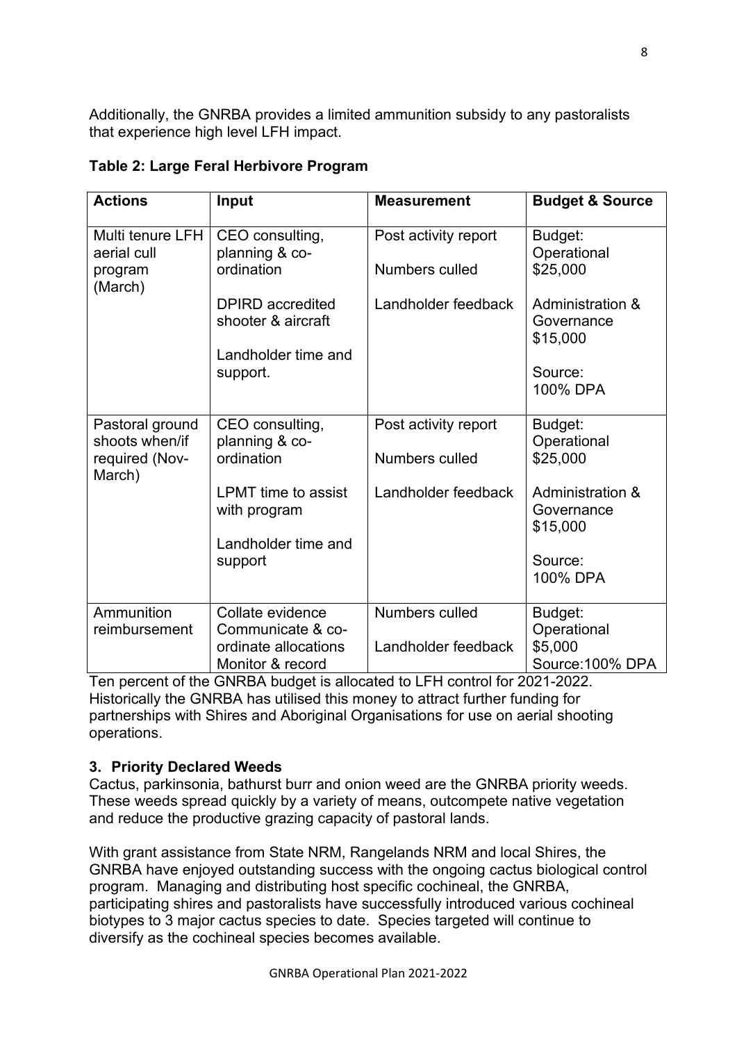Additionally, the GNRBA provides a limited ammunition subsidy to any pastoralists that experience high level LFH impact.

**Table 2: Large Feral Herbivore Program**

| Actions | Input | Measurement | Budget & Source |
|---|---|---|---|
| Multi tenure LFH aerial cull program (March) | CEO consulting, planning & co-ordination<br><br>DPIRD accredited shooter & aircraft<br><br>Landholder time and support. | Post activity report<br><br>Numbers culled<br><br>Landholder feedback | Budget: Operational $25,000<br><br>Administration & Governance $15,000<br><br>Source: 100% DPA |
| Pastoral ground shoots when/if required (Nov-March) | CEO consulting, planning & co-ordination<br><br>LPMT time to assist with program<br><br>Landholder time and support | Post activity report<br><br>Numbers culled<br><br>Landholder feedback | Budget: Operational $25,000<br><br>Administration & Governance $15,000<br><br>Source: 100% DPA |
| Ammunition reimbursement | Collate evidence Communicate & co-ordinate allocations Monitor & record | Numbers culled<br><br>Landholder feedback | Budget: Operational $5,000 Source:100% DPA |

Ten percent of the GNRBA budget is allocated to LFH control for 2021-2022. Historically the GNRBA has utilised this money to attract further funding for partnerships with Shires and Aboriginal Organisations for use on aerial shooting operations.

## 3. Priority Declared Weeds

Cactus, parkinsonia, bathurst burr and onion weed are the GNRBA priority weeds. These weeds spread quickly by a variety of means, outcompete native vegetation and reduce the productive grazing capacity of pastoral lands.

With grant assistance from State NRM, Rangelands NRM and local Shires, the GNRBA have enjoyed outstanding success with the ongoing cactus biological control program. Managing and distributing host specific cochineal, the GNRBA, participating shires and pastoralists have successfully introduced various cochineal biotypes to 3 major cactus species to date. Species targeted will continue to diversify as the cochineal species becomes available.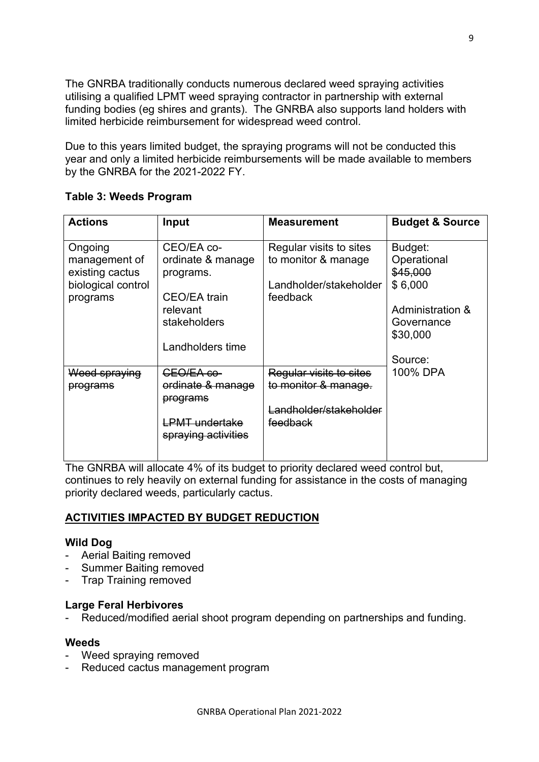The GNRBA traditionally conducts numerous declared weed spraying activities utilising a qualified LPMT weed spraying contractor in partnership with external funding bodies (eg shires and grants). The GNRBA also supports land holders with limited herbicide reimbursement for widespread weed control.

Due to this years limited budget, the spraying programs will not be conducted this year and only a limited reimbursements will be made available to members by the GNRBA for the 2021-2022 FY.

**Table 3: Weeds Program**

| Actions | Input | Measurement | Budget & Source |
|---|---|---|---|
| Ongoing management of existing cactus biological control programs | CEO/EA co-ordinate & manage programs.<br><br>CEO/EA train relevant stakeholders<br><br>Landholders time | Regular visits to sites to monitor & manage<br><br>Landholder/stakeholder feedback | Budget:<br>Operational<br>~~$45,000~~<br>$ 6,000<br><br>Administration & Governance<br>$30,000<br><br>Source:<br>100% DPA |
| ~~Weed spraying programs~~ | ~~CEO/EA co-ordinate & manage programs~~<br><br>~~LPMT undertake spraying activities~~ | ~~Regular visits to sites to monitor & manage.~~<br><br>~~Landholder/stakeholder feedback~~ | |

The GNRBA will allocate 4% of its budget to priority declared weed control but, continues to rely heavily on external funding for assistance in the costs of managing priority declared weeds, particularly cactus.

## ACTIVITIES IMPACTED BY BUDGET REDUCTION

### Wild Dog

- Aerial Baiting removed
- Summer Baiting removed
- Trap Training removed

### Large Feral Herbivores

- Reduced/modified aerial shoot program depending on partnerships and funding.

### Weeds

- Weed spraying removed
- Reduced cactus management program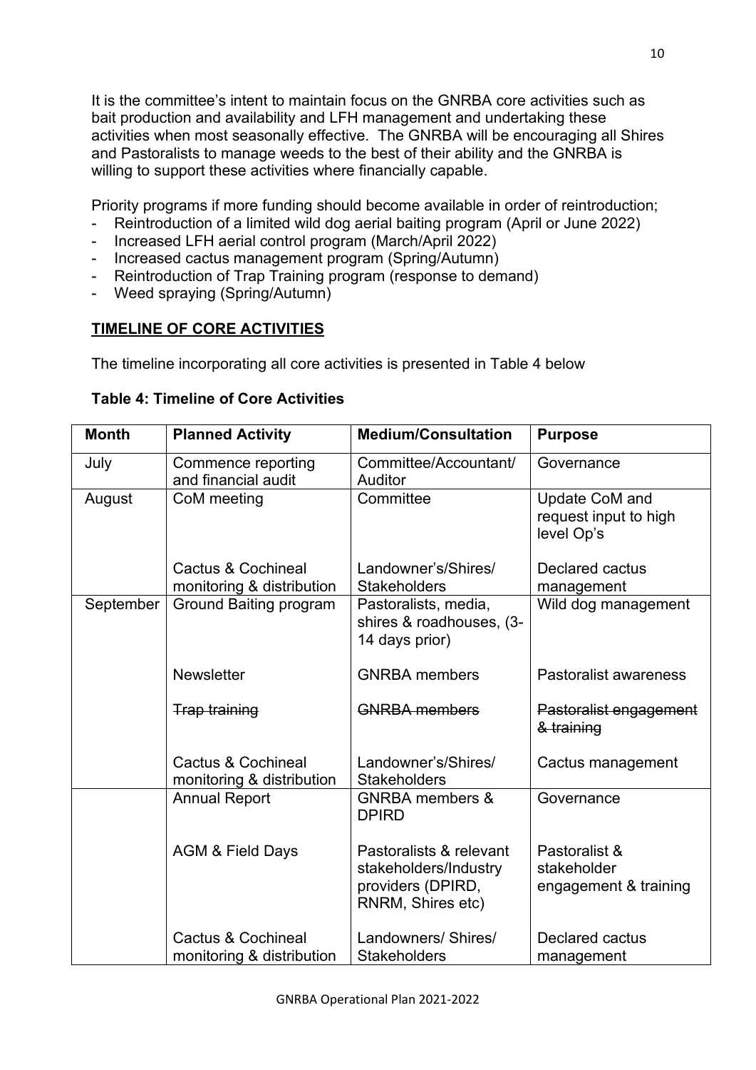It is the committee's intent to maintain focus on the GNRBA core activities such as bait production and availability and LFH management and undertaking these activities when most seasonally effective. The GNRBA will be encouraging all Shires and Pastoralists to manage weeds to the best of their ability and the GNRBA is willing to support these activities where financially capable.

Priority programs if more funding should become available in order of reintroduction;

- Reintroduction of a limited wild dog aerial baiting program (April or June 2022)
- Increased LFH aerial control program (March/April 2022)
- Increased cactus management program (Spring/Autumn)
- Reintroduction of Trap Training program (response to demand)
- Weed spraying (Spring/Autumn)

## TIMELINE OF CORE ACTIVITIES

The timeline incorporating all core activities is presented in Table 4 below

**Table 4: Timeline of Core Activities**

| Month | Planned Activity | Medium/Consultation | Purpose |
|---|---|---|---|
| July | Commence reporting and financial audit | Committee/Accountant/ Auditor | Governance |
| August | CoM meeting | Committee | Update CoM and request input to high level Op's |
| | Cactus & Cochineal monitoring & distribution | Landowner's/Shires/ Stakeholders | Declared cactus management |
| September | Ground Baiting program | Pastoralists, media, shires & roadhouses, (3-14 days prior) | Wild dog management |
| | Newsletter | GNRBA members | Pastoralist awareness |
| | ~~Trap training~~ | ~~GNRBA members~~ | ~~Pastoralist engagement & training~~ |
| | Cactus & Cochineal monitoring & distribution | Landowner's/Shires/ Stakeholders | Cactus management |
| | Annual Report | GNRBA members & DPIRD | Governance |
| | AGM & Field Days | Pastoralists & relevant stakeholders/Industry providers (DPIRD, RNRM, Shires etc) | Pastoralist & stakeholder engagement & training |
| | Cactus & Cochineal monitoring & distribution | Landowners/ Shires/ Stakeholders | Declared cactus management |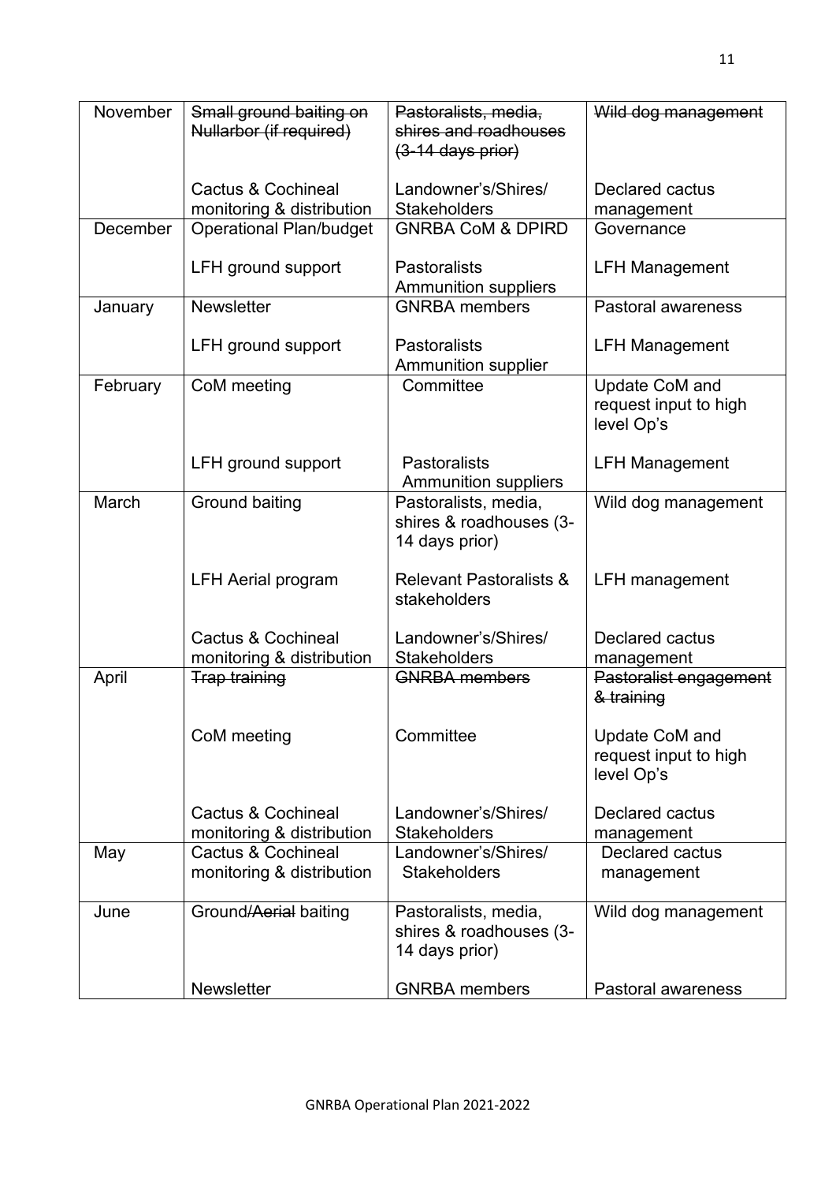| November | ~~Small ground baiting on Nullarbor (if required)~~ | ~~Pastoralists, media, shires and roadhouses (3-14 days prior)~~ | ~~Wild dog management~~ |
|---|---|---|---|
| | Cactus & Cochineal monitoring & distribution | Landowner's/Shires/ Stakeholders | Declared cactus management |
| December | Operational Plan/budget | GNRBA CoM & DPIRD | Governance |
| | LFH ground support | Pastoralists Ammunition suppliers | LFH Management |
| January | Newsletter | GNRBA members | Pastoral awareness |
| | LFH ground support | Pastoralists Ammunition supplier | LFH Management |
| February | CoM meeting | Committee | Update CoM and request input to high level Op's |
| | LFH ground support | Pastoralists Ammunition suppliers | LFH Management |
| March | Ground baiting | Pastoralists, media, shires & roadhouses (3-14 days prior) | Wild dog management |
| | LFH Aerial program | Relevant Pastoralists & stakeholders | LFH management |
| | Cactus & Cochineal monitoring & distribution | Landowner's/Shires/ Stakeholders | Declared cactus management |
| April | ~~Trap training~~ | ~~GNRBA members~~ | ~~Pastoralist engagement & training~~ |
| | CoM meeting | Committee | Update CoM and request input to high level Op's |
| | Cactus & Cochineal monitoring & distribution | Landowner's/Shires/ Stakeholders | Declared cactus management |
| May | Cactus & Cochineal monitoring & distribution | Landowner's/Shires/ Stakeholders | Declared cactus management |
| June | Ground~~/Aerial~~ baiting | Pastoralists, media, shires & roadhouses (3-14 days prior) | Wild dog management |
| | Newsletter | GNRBA members | Pastoral awareness |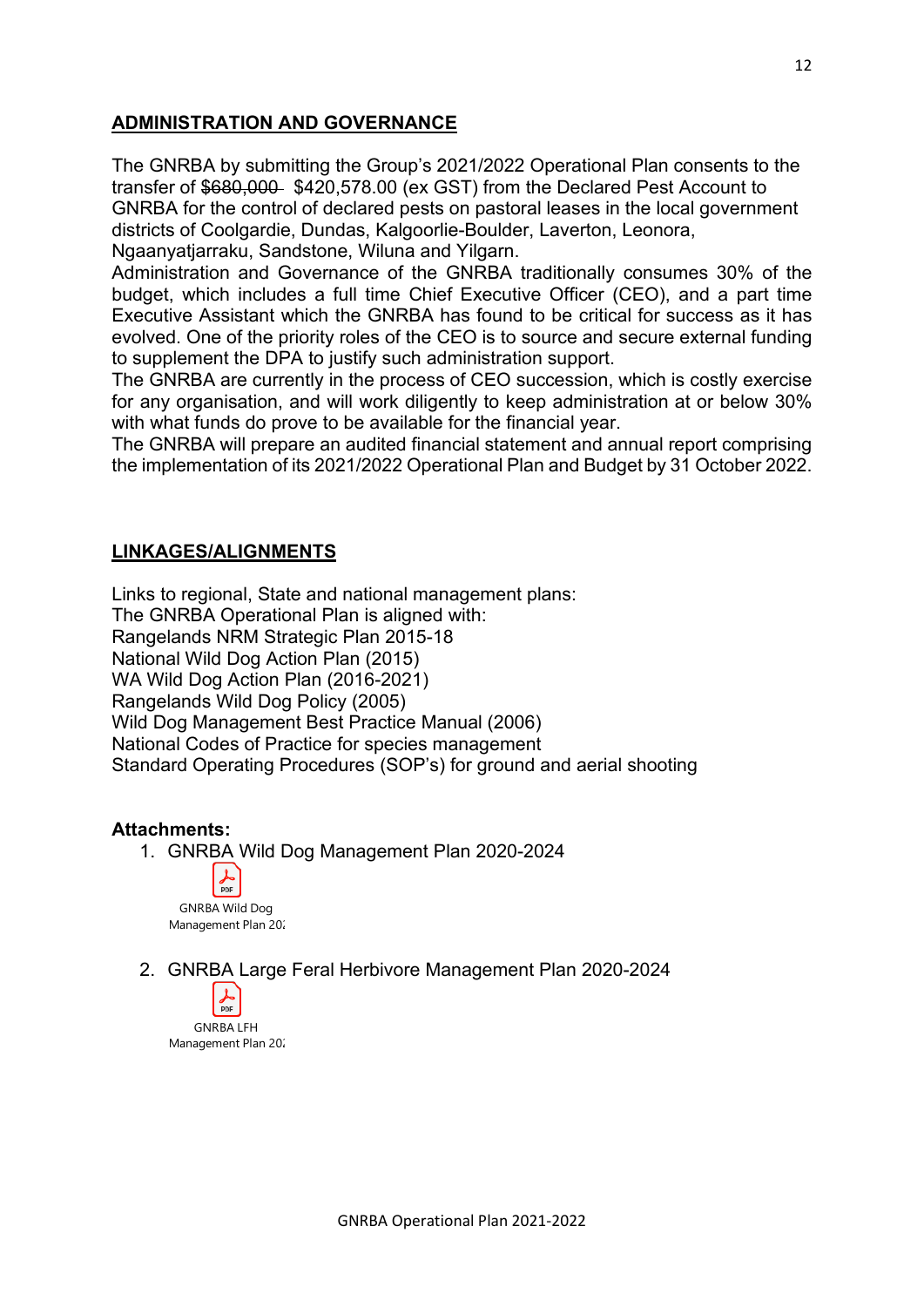## ADMINISTRATION AND GOVERNANCE

The GNRBA by submitting the Group's 2021/2022 Operational Plan consents to the transfer of ~~$680,000~~ $420,578.00 (ex GST) from the Declared Pest Account to GNRBA for the control of declared pests on pastoral leases in the local government districts of Coolgardie, Dundas, Kalgoorlie-Boulder, Laverton, Leonora, Ngaanyatjarraku, Sandstone, Wiluna and Yilgarn.

Administration and Governance of the GNRBA traditionally consumes 30% of the budget, which includes a full time Chief Executive Officer (CEO), and a part time Executive Assistant which the GNRBA has found to be critical for success as it has evolved. One of the priority roles of the CEO is to source and secure external funding to supplement the DPA to justify such administration support.

The GNRBA are currently in the process of CEO succession, which is costly exercise for any organisation, and will work diligently to keep administration at or below 30% with what funds do prove to be available for the financial year.

The GNRBA will prepare an audited financial statement and annual report comprising the implementation of its 2021/2022 Operational Plan and Budget by 31 October 2022.

## LINKAGES/ALIGNMENTS

Links to regional, State and national management plans:
The GNRBA Operational Plan is aligned with:
Rangelands NRM Strategic Plan 2015-18
National Wild Dog Action Plan (2015)
WA Wild Dog Action Plan (2016-2021)
Rangelands Wild Dog Policy (2005)
Wild Dog Management Best Practice Manual (2006)
National Codes of Practice for species management
Standard Operating Procedures (SOP's) for ground and aerial shooting

**Attachments:**

1. GNRBA Wild Dog Management Plan 2020-2024

   GNRBA Wild Dog Management Plan 20…

2. GNRBA Large Feral Herbivore Management Plan 2020-2024

   GNRBA LFH Management Plan 20…